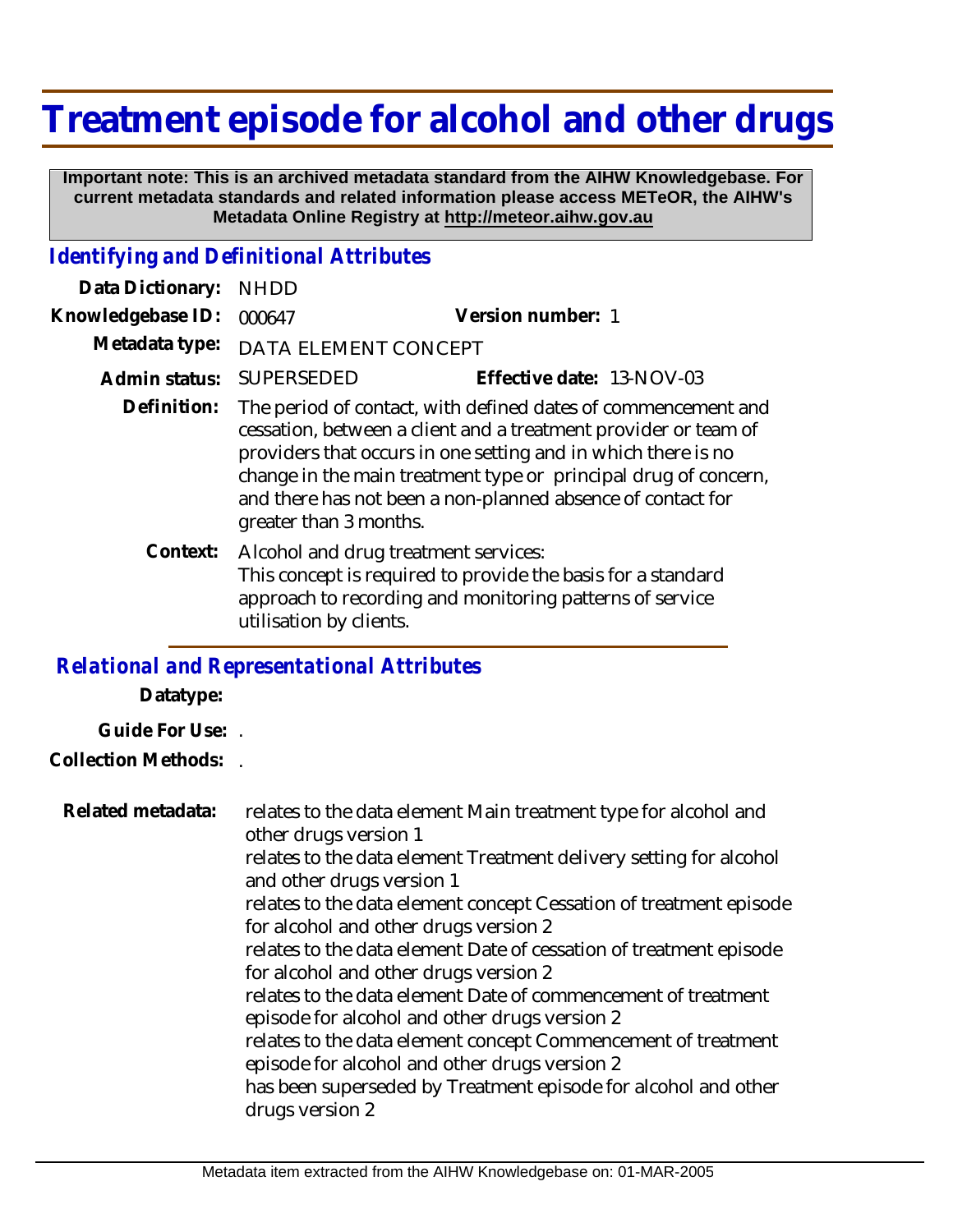# Treatment episode for alcohol and other drugs

**Important note: This is an archived metadata standard from the AIHW Knowledgebase. For current metadata standards and related information please access METeOR, the AIHW's Metadata Online Registry at http://meteor.aihw.gov.au**

## *Identifying and Definitional Attributes*

**Data Dictionary:** NHDD

**Knowledgebase ID:** 000647 **Version number:** 1

**Metadata type:** DATA ELEMENT CONCEPT

**Admin status:** SUPERSEDED **Effective date:** 13-NOV-03

**Definition:** The period of contact, with defined dates of commencement and cessation, between a client and a treatment provider or team of providers that occurs in one setting and in which there is no change in the main treatment type or principal drug of concern, and there has not been a non-planned absence of contact for greater than 3 months.

**Context:** Alcohol and drug treatment services:
This concept is required to provide the basis for a standard approach to recording and monitoring patterns of service utilisation by clients.

## *Relational and Representational Attributes*

**Datatype:**

**Guide For Use:** .

**Collection Methods:** .

**Related metadata:**
relates to the data element Main treatment type for alcohol and other drugs version 1
relates to the data element Treatment delivery setting for alcohol and other drugs version 1
relates to the data element concept Cessation of treatment episode for alcohol and other drugs version 2
relates to the data element Date of cessation of treatment episode for alcohol and other drugs version 2
relates to the data element Date of commencement of treatment episode for alcohol and other drugs version 2
relates to the data element concept Commencement of treatment episode for alcohol and other drugs version 2
has been superseded by Treatment episode for alcohol and other drugs version 2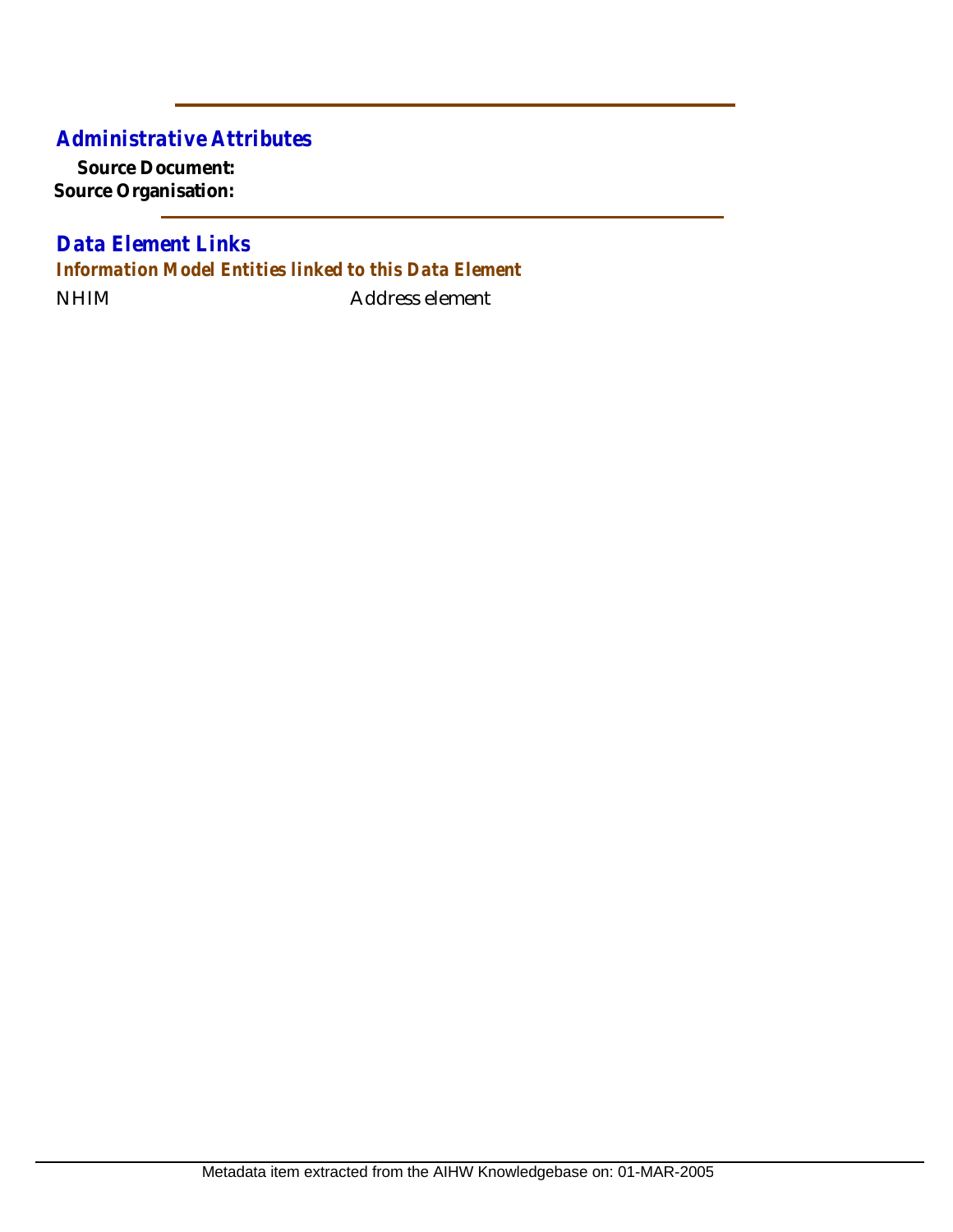## Administrative Attributes

**Source Document:**

**Source Organisation:**

## Data Element Links

### *Information Model Entities linked to this Data Element*

NHIM Address element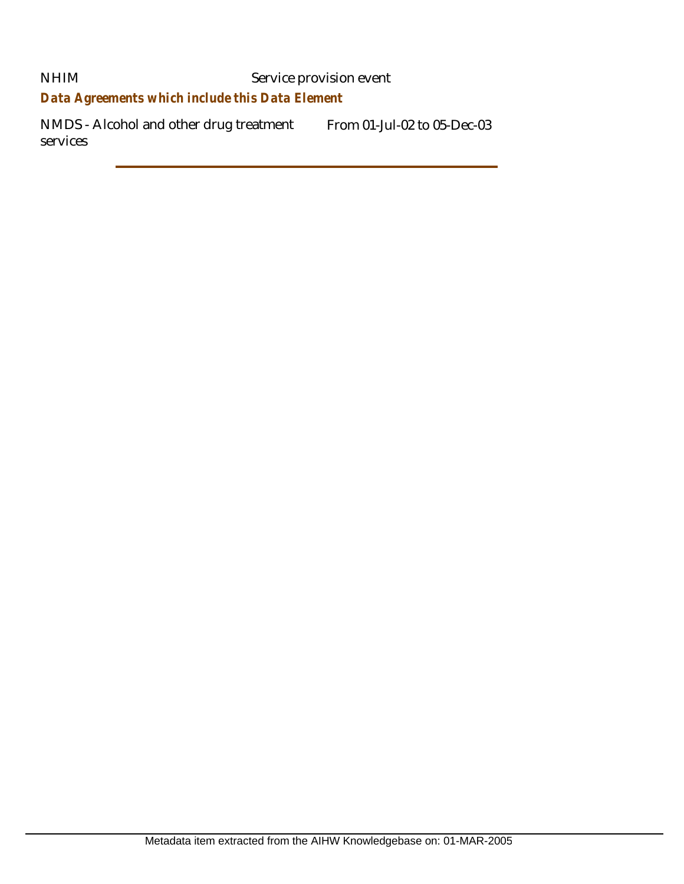| | |
|---|---|
| NHIM | Service provision event |

***Data Agreements which include this Data Element***

| | |
|---|---|
| NMDS - Alcohol and other drug treatment services | From 01-Jul-02 to 05-Dec-03 |

---

Metadata item extracted from the AIHW Knowledgebase on: 01-MAR-2005